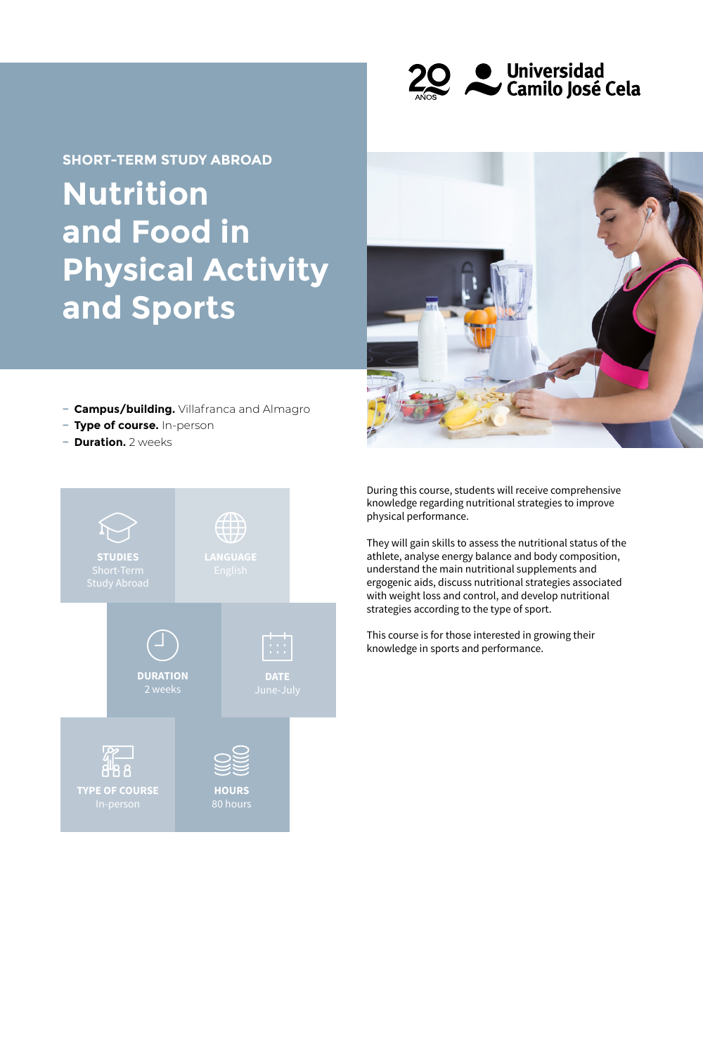20 AÑOS Universidad Camilo José Cela

SHORT-TERM STUDY ABROAD

# Nutrition and Food in Physical Activity and Sports

- **Campus/building.** Villafranca and Almagro
- **Type of course.** In-person
- **Duration.** 2 weeks

**STUDIES**
Short-Term Study Abroad

**LANGUAGE**
English

**DURATION**
2 weeks

**DATE**
June-July

**TYPE OF COURSE**
In-person

**HOURS**
80 hours

During this course, students will receive comprehensive knowledge regarding nutritional strategies to improve physical performance.

They will gain skills to assess the nutritional status of the athlete, analyse energy balance and body composition, understand the main nutritional supplements and ergogenic aids, discuss nutritional strategies associated with weight loss and control, and develop nutritional strategies according to the type of sport.

This course is for those interested in growing their knowledge in sports and performance.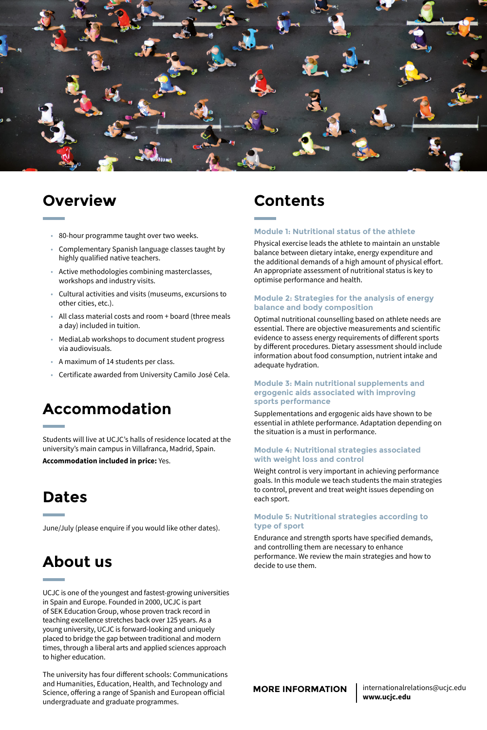## Overview

- 80-hour programme taught over two weeks.
- Complementary Spanish language classes taught by highly qualified native teachers.
- Active methodologies combining masterclasses, workshops and industry visits.
- Cultural activities and visits (museums, excursions to other cities, etc.).
- All class material costs and room + board (three meals a day) included in tuition.
- MediaLab workshops to document student progress via audiovisuals.
- A maximum of 14 students per class.
- Certificate awarded from University Camilo José Cela.

## Accommodation

Students will live at UCJC's halls of residence located at the university's main campus in Villafranca, Madrid, Spain.

**Accommodation included in price:** Yes.

## Dates

June/July (please enquire if you would like other dates).

## About us

UCJC is one of the youngest and fastest-growing universities in Spain and Europe. Founded in 2000, UCJC is part of SEK Education Group, whose proven track record in teaching excellence stretches back over 125 years. As a young university, UCJC is forward-looking and uniquely placed to bridge the gap between traditional and modern times, through a liberal arts and applied sciences approach to higher education.

The university has four different schools: Communications and Humanities, Education, Health, and Technology and Science, offering a range of Spanish and European official undergraduate and graduate programmes.

## Contents

### Module 1: Nutritional status of the athlete

Physical exercise leads the athlete to maintain an unstable balance between dietary intake, energy expenditure and the additional demands of a high amount of physical effort. An appropriate assessment of nutritional status is key to optimise performance and health.

### Module 2: Strategies for the analysis of energy balance and body composition

Optimal nutritional counselling based on athlete needs are essential. There are objective measurements and scientific evidence to assess energy requirements of different sports by different procedures. Dietary assessment should include information about food consumption, nutrient intake and adequate hydration.

### Module 3: Main nutritional supplements and ergogenic aids associated with improving sports performance

Supplementations and ergogenic aids have shown to be essential in athlete performance. Adaptation depending on the situation is a must in performance.

### Module 4: Nutritional strategies associated with weight loss and control

Weight control is very important in achieving performance goals. In this module we teach students the main strategies to control, prevent and treat weight issues depending on each sport.

### Module 5: Nutritional strategies according to type of sport

Endurance and strength sports have specified demands, and controlling them are necessary to enhance performance. We review the main strategies and how to decide to use them.

**MORE INFORMATION**

internationalrelations@ucjc.edu

**www.ucjc.edu**